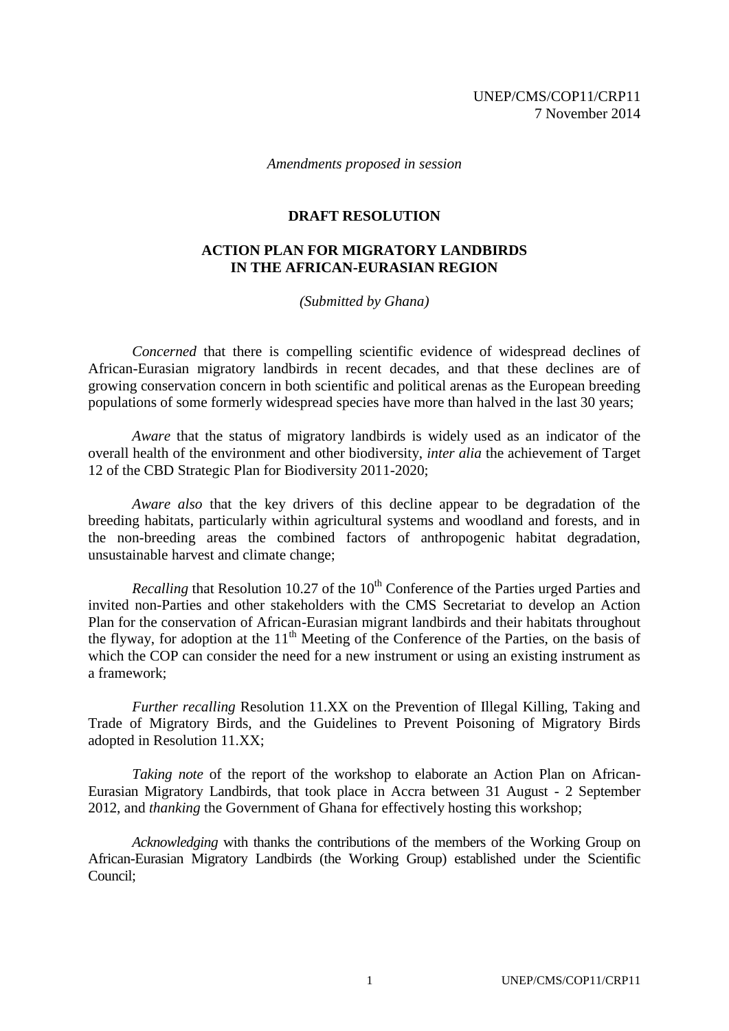UNEP/CMS/COP11/CRP11
7 November 2014

*Amendments proposed in session*

**DRAFT RESOLUTION**

**ACTION PLAN FOR MIGRATORY LANDBIRDS IN THE AFRICAN-EURASIAN REGION**

*(Submitted by Ghana)*

*Concerned* that there is compelling scientific evidence of widespread declines of African-Eurasian migratory landbirds in recent decades, and that these declines are of growing conservation concern in both scientific and political arenas as the European breeding populations of some formerly widespread species have more than halved in the last 30 years;

*Aware* that the status of migratory landbirds is widely used as an indicator of the overall health of the environment and other biodiversity, *inter alia* the achievement of Target 12 of the CBD Strategic Plan for Biodiversity 2011-2020;

*Aware also* that the key drivers of this decline appear to be degradation of the breeding habitats, particularly within agricultural systems and woodland and forests, and in the non-breeding areas the combined factors of anthropogenic habitat degradation, unsustainable harvest and climate change;

*Recalling* that Resolution 10.27 of the 10th Conference of the Parties urged Parties and invited non-Parties and other stakeholders with the CMS Secretariat to develop an Action Plan for the conservation of African-Eurasian migrant landbirds and their habitats throughout the flyway, for adoption at the 11th Meeting of the Conference of the Parties, on the basis of which the COP can consider the need for a new instrument or using an existing instrument as a framework;

*Further recalling* Resolution 11.XX on the Prevention of Illegal Killing, Taking and Trade of Migratory Birds, and the Guidelines to Prevent Poisoning of Migratory Birds adopted in Resolution 11.XX;

*Taking note* of the report of the workshop to elaborate an Action Plan on African-Eurasian Migratory Landbirds, that took place in Accra between 31 August - 2 September 2012, and *thanking* the Government of Ghana for effectively hosting this workshop;

*Acknowledging* with thanks the contributions of the members of the Working Group on African-Eurasian Migratory Landbirds (the Working Group) established under the Scientific Council;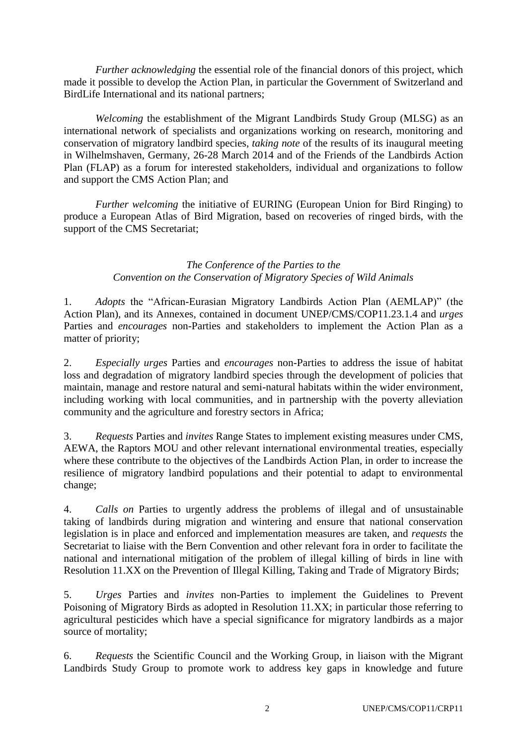*Further acknowledging* the essential role of the financial donors of this project, which made it possible to develop the Action Plan, in particular the Government of Switzerland and BirdLife International and its national partners;

*Welcoming* the establishment of the Migrant Landbirds Study Group (MLSG) as an international network of specialists and organizations working on research, monitoring and conservation of migratory landbird species, *taking note* of the results of its inaugural meeting in Wilhelmshaven, Germany, 26-28 March 2014 and of the Friends of the Landbirds Action Plan (FLAP) as a forum for interested stakeholders, individual and organizations to follow and support the CMS Action Plan; and

*Further welcoming* the initiative of EURING (European Union for Bird Ringing) to produce a European Atlas of Bird Migration, based on recoveries of ringed birds, with the support of the CMS Secretariat;

*The Conference of the Parties to the*
*Convention on the Conservation of Migratory Species of Wild Animals*

1. *Adopts* the "African-Eurasian Migratory Landbirds Action Plan (AEMLAP)" (the Action Plan), and its Annexes, contained in document UNEP/CMS/COP11.23.1.4 and *urges* Parties and *encourages* non-Parties and stakeholders to implement the Action Plan as a matter of priority;

2. *Especially urges* Parties and *encourages* non-Parties to address the issue of habitat loss and degradation of migratory landbird species through the development of policies that maintain, manage and restore natural and semi-natural habitats within the wider environment, including working with local communities, and in partnership with the poverty alleviation community and the agriculture and forestry sectors in Africa;

3. *Requests* Parties and *invites* Range States to implement existing measures under CMS, AEWA, the Raptors MOU and other relevant international environmental treaties, especially where these contribute to the objectives of the Landbirds Action Plan, in order to increase the resilience of migratory landbird populations and their potential to adapt to environmental change;

4. *Calls on* Parties to urgently address the problems of illegal and of unsustainable taking of landbirds during migration and wintering and ensure that national conservation legislation is in place and enforced and implementation measures are taken, and *requests* the Secretariat to liaise with the Bern Convention and other relevant fora in order to facilitate the national and international mitigation of the problem of illegal killing of birds in line with Resolution 11.XX on the Prevention of Illegal Killing, Taking and Trade of Migratory Birds;

5. *Urges* Parties and *invites* non-Parties to implement the Guidelines to Prevent Poisoning of Migratory Birds as adopted in Resolution 11.XX; in particular those referring to agricultural pesticides which have a special significance for migratory landbirds as a major source of mortality;

6. *Requests* the Scientific Council and the Working Group, in liaison with the Migrant Landbirds Study Group to promote work to address key gaps in knowledge and future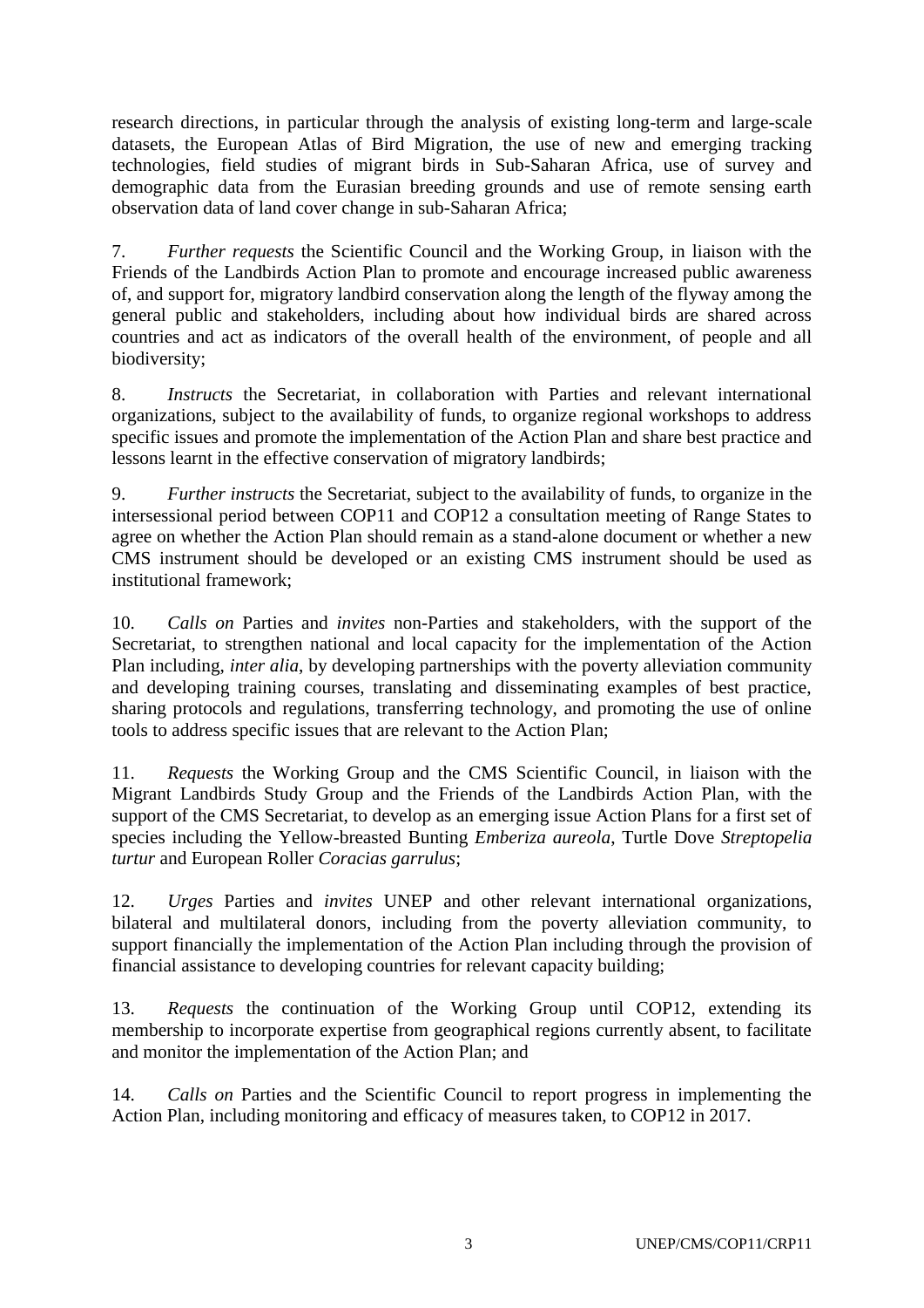research directions, in particular through the analysis of existing long-term and large-scale datasets, the European Atlas of Bird Migration, the use of new and emerging tracking technologies, field studies of migrant birds in Sub-Saharan Africa, use of survey and demographic data from the Eurasian breeding grounds and use of remote sensing earth observation data of land cover change in sub-Saharan Africa;

7. *Further requests* the Scientific Council and the Working Group, in liaison with the Friends of the Landbirds Action Plan to promote and encourage increased public awareness of, and support for, migratory landbird conservation along the length of the flyway among the general public and stakeholders, including about how individual birds are shared across countries and act as indicators of the overall health of the environment, of people and all biodiversity;

8. *Instructs* the Secretariat, in collaboration with Parties and relevant international organizations, subject to the availability of funds, to organize regional workshops to address specific issues and promote the implementation of the Action Plan and share best practice and lessons learnt in the effective conservation of migratory landbirds;

9. *Further instructs* the Secretariat, subject to the availability of funds, to organize in the intersessional period between COP11 and COP12 a consultation meeting of Range States to agree on whether the Action Plan should remain as a stand-alone document or whether a new CMS instrument should be developed or an existing CMS instrument should be used as institutional framework;

10. *Calls on* Parties and *invites* non-Parties and stakeholders, with the support of the Secretariat, to strengthen national and local capacity for the implementation of the Action Plan including, *inter alia*, by developing partnerships with the poverty alleviation community and developing training courses, translating and disseminating examples of best practice, sharing protocols and regulations, transferring technology, and promoting the use of online tools to address specific issues that are relevant to the Action Plan;

11. *Requests* the Working Group and the CMS Scientific Council, in liaison with the Migrant Landbirds Study Group and the Friends of the Landbirds Action Plan, with the support of the CMS Secretariat, to develop as an emerging issue Action Plans for a first set of species including the Yellow-breasted Bunting *Emberiza aureola*, Turtle Dove *Streptopelia turtur* and European Roller *Coracias garrulus*;

12. *Urges* Parties and *invites* UNEP and other relevant international organizations, bilateral and multilateral donors, including from the poverty alleviation community, to support financially the implementation of the Action Plan including through the provision of financial assistance to developing countries for relevant capacity building;

13. *Requests* the continuation of the Working Group until COP12, extending its membership to incorporate expertise from geographical regions currently absent, to facilitate and monitor the implementation of the Action Plan; and

14. *Calls on* Parties and the Scientific Council to report progress in implementing the Action Plan, including monitoring and efficacy of measures taken, to COP12 in 2017.